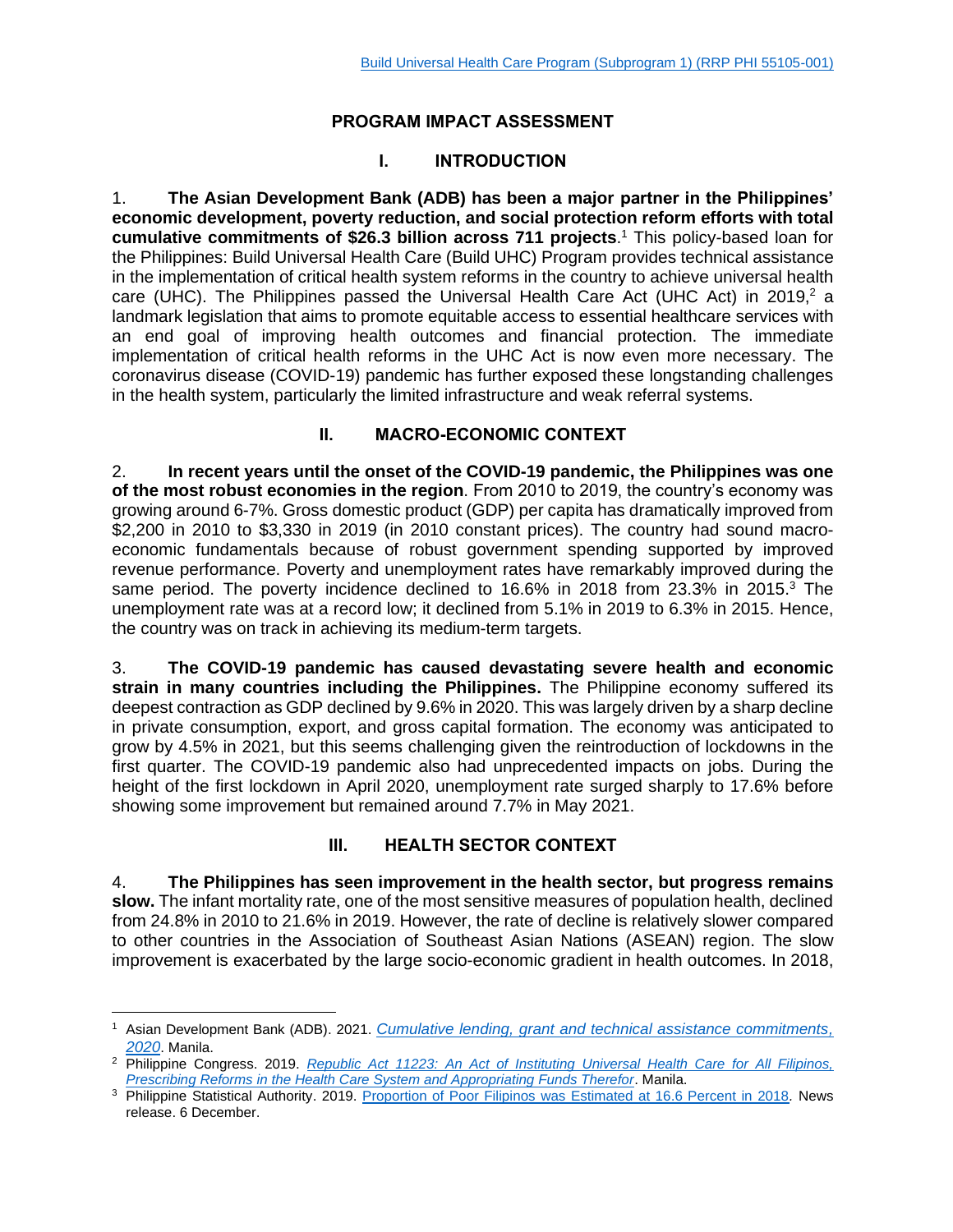# PROGRAM IMPACT ASSESSMENT

## I. INTRODUCTION

1. **The Asian Development Bank (ADB) has been a major partner in the Philippines' economic development, poverty reduction, and social protection reform efforts with total cumulative commitments of $26.3 billion across 711 projects**.[1] This policy-based loan for the Philippines: Build Universal Health Care (Build UHC) Program provides technical assistance in the implementation of critical health system reforms in the country to achieve universal health care (UHC). The Philippines passed the Universal Health Care Act (UHC Act) in 2019,[2] a landmark legislation that aims to promote equitable access to essential healthcare services with an end goal of improving health outcomes and financial protection. The immediate implementation of critical health reforms in the UHC Act is now even more necessary. The coronavirus disease (COVID-19) pandemic has further exposed these longstanding challenges in the health system, particularly the limited infrastructure and weak referral systems.

## II. MACRO-ECONOMIC CONTEXT

2. **In recent years until the onset of the COVID-19 pandemic, the Philippines was one of the most robust economies in the region**. From 2010 to 2019, the country's economy was growing around 6-7%. Gross domestic product (GDP) per capita has dramatically improved from $2,200 in 2010 to $3,330 in 2019 (in 2010 constant prices). The country had sound macro-economic fundamentals because of robust government spending supported by improved revenue performance. Poverty and unemployment rates have remarkably improved during the same period. The poverty incidence declined to 16.6% in 2018 from 23.3% in 2015.[3] The unemployment rate was at a record low; it declined from 5.1% in 2019 to 6.3% in 2015. Hence, the country was on track in achieving its medium-term targets.

3. **The COVID-19 pandemic has caused devastating severe health and economic strain in many countries including the Philippines.** The Philippine economy suffered its deepest contraction as GDP declined by 9.6% in 2020. This was largely driven by a sharp decline in private consumption, export, and gross capital formation. The economy was anticipated to grow by 4.5% in 2021, but this seems challenging given the reintroduction of lockdowns in the first quarter. The COVID-19 pandemic also had unprecedented impacts on jobs. During the height of the first lockdown in April 2020, unemployment rate surged sharply to 17.6% before showing some improvement but remained around 7.7% in May 2021.

## III. HEALTH SECTOR CONTEXT

4. **The Philippines has seen improvement in the health sector, but progress remains slow.** The infant mortality rate, one of the most sensitive measures of population health, declined from 24.8% in 2010 to 21.6% in 2019. However, the rate of decline is relatively slower compared to other countries in the Association of Southeast Asian Nations (ASEAN) region. The slow improvement is exacerbated by the large socio-economic gradient in health outcomes. In 2018,

---

[1] Asian Development Bank (ADB). 2021. *Cumulative lending, grant and technical assistance commitments, 2020*. Manila.

[2] Philippine Congress. 2019. *Republic Act 11223: An Act of Instituting Universal Health Care for All Filipinos, Prescribing Reforms in the Health Care System and Appropriating Funds Therefor*. Manila.

[3] Philippine Statistical Authority. 2019. Proportion of Poor Filipinos was Estimated at 16.6 Percent in 2018. News release. 6 December.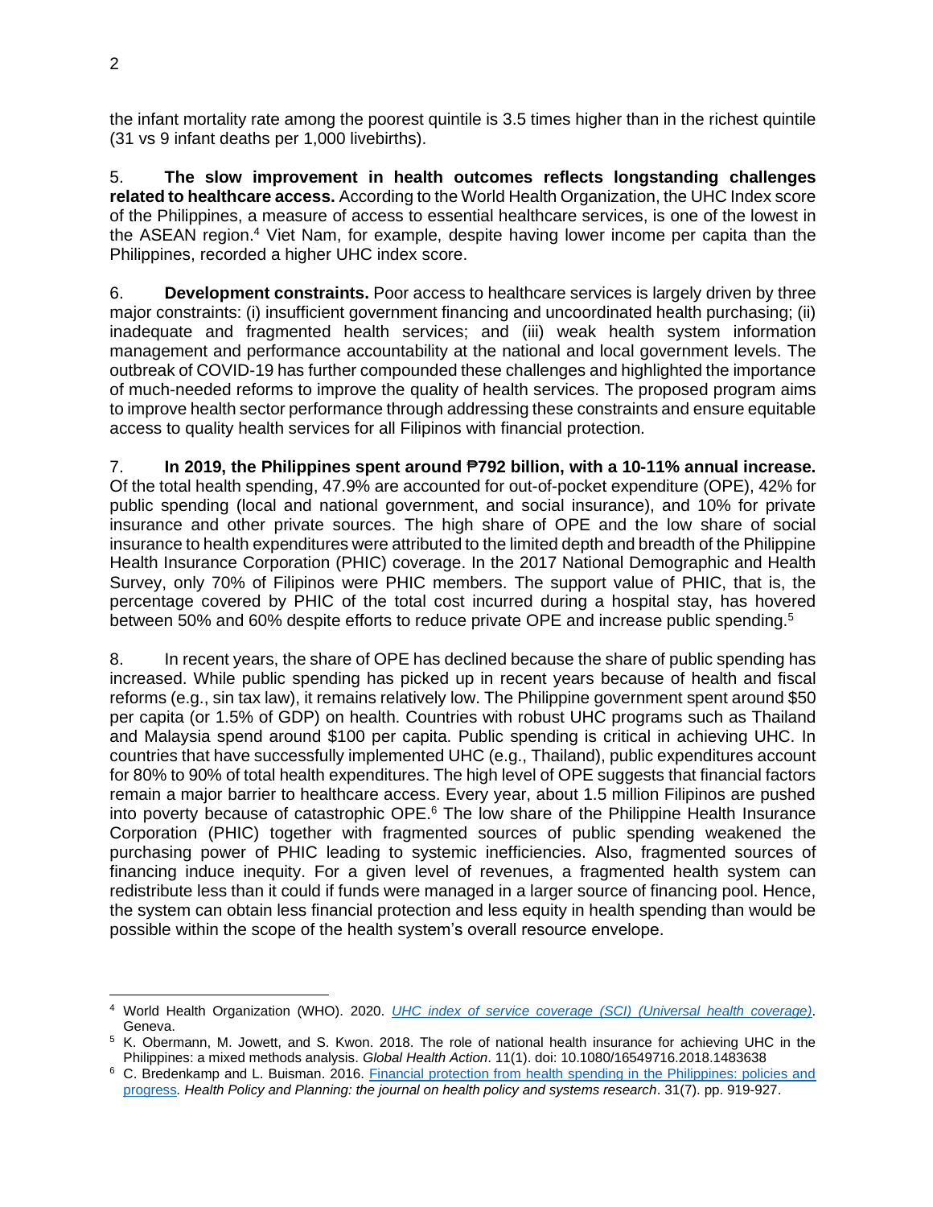the infant mortality rate among the poorest quintile is 3.5 times higher than in the richest quintile (31 vs 9 infant deaths per 1,000 livebirths).

5. **The slow improvement in health outcomes reflects longstanding challenges related to healthcare access.** According to the World Health Organization, the UHC Index score of the Philippines, a measure of access to essential healthcare services, is one of the lowest in the ASEAN region.[4] Viet Nam, for example, despite having lower income per capita than the Philippines, recorded a higher UHC index score.

6. **Development constraints.** Poor access to healthcare services is largely driven by three major constraints: (i) insufficient government financing and uncoordinated health purchasing; (ii) inadequate and fragmented health services; and (iii) weak health system information management and performance accountability at the national and local government levels. The outbreak of COVID-19 has further compounded these challenges and highlighted the importance of much-needed reforms to improve the quality of health services. The proposed program aims to improve health sector performance through addressing these constraints and ensure equitable access to quality health services for all Filipinos with financial protection.

7. **In 2019, the Philippines spent around ₱792 billion, with a 10-11% annual increase.** Of the total health spending, 47.9% are accounted for out-of-pocket expenditure (OPE), 42% for public spending (local and national government, and social insurance), and 10% for private insurance and other private sources. The high share of OPE and the low share of social insurance to health expenditures were attributed to the limited depth and breadth of the Philippine Health Insurance Corporation (PHIC) coverage. In the 2017 National Demographic and Health Survey, only 70% of Filipinos were PHIC members. The support value of PHIC, that is, the percentage covered by PHIC of the total cost incurred during a hospital stay, has hovered between 50% and 60% despite efforts to reduce private OPE and increase public spending.[5]

8. In recent years, the share of OPE has declined because the share of public spending has increased. While public spending has picked up in recent years because of health and fiscal reforms (e.g., sin tax law), it remains relatively low. The Philippine government spent around $50 per capita (or 1.5% of GDP) on health. Countries with robust UHC programs such as Thailand and Malaysia spend around $100 per capita. Public spending is critical in achieving UHC. In countries that have successfully implemented UHC (e.g., Thailand), public expenditures account for 80% to 90% of total health expenditures. The high level of OPE suggests that financial factors remain a major barrier to healthcare access. Every year, about 1.5 million Filipinos are pushed into poverty because of catastrophic OPE.[6] The low share of the Philippine Health Insurance Corporation (PHIC) together with fragmented sources of public spending weakened the purchasing power of PHIC leading to systemic inefficiencies. Also, fragmented sources of financing induce inequity. For a given level of revenues, a fragmented health system can redistribute less than it could if funds were managed in a larger source of financing pool. Hence, the system can obtain less financial protection and less equity in health spending than would be possible within the scope of the health system's overall resource envelope.

---

[4] World Health Organization (WHO). 2020. *UHC index of service coverage (SCI) (Universal health coverage)*. Geneva.

[5] K. Obermann, M. Jowett, and S. Kwon. 2018. The role of national health insurance for achieving UHC in the Philippines: a mixed methods analysis. *Global Health Action*. 11(1). doi: 10.1080/16549716.2018.1483638

[6] C. Bredenkamp and L. Buisman. 2016. Financial protection from health spending in the Philippines: policies and progress. *Health Policy and Planning: the journal on health policy and systems research*. 31(7). pp. 919-927.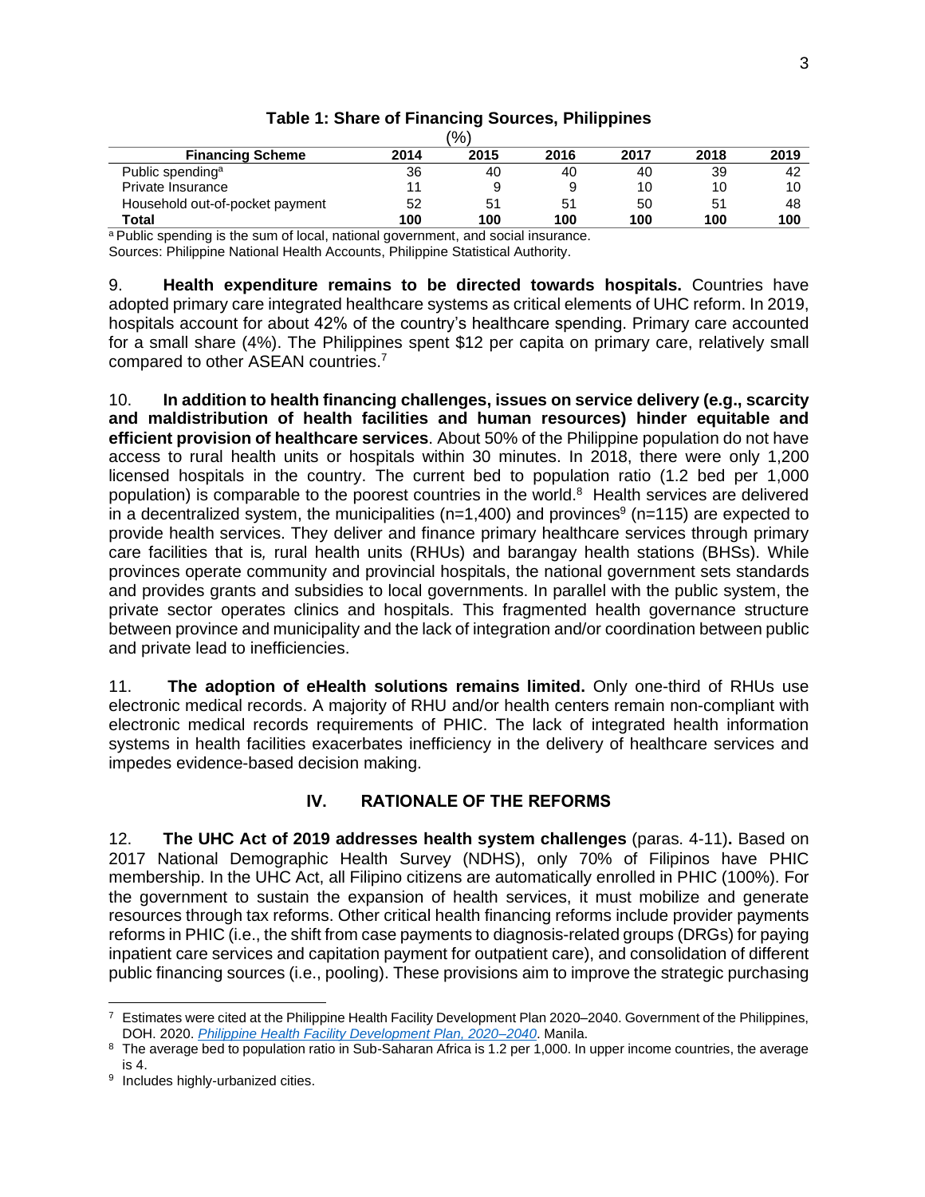**Table 1: Share of Financing Sources, Philippines**

(%)

| Financing Scheme | 2014 | 2015 | 2016 | 2017 | 2018 | 2019 |
|---|---|---|---|---|---|---|
| Public spending[a] | 36 | 40 | 40 | 40 | 39 | 42 |
| Private Insurance | 11 | 9 | 9 | 10 | 10 | 10 |
| Household out-of-pocket payment | 52 | 51 | 51 | 50 | 51 | 48 |
| **Total** | **100** | **100** | **100** | **100** | **100** | **100** |

[a] Public spending is the sum of local, national government, and social insurance.

Sources: Philippine National Health Accounts, Philippine Statistical Authority.

9. **Health expenditure remains to be directed towards hospitals.** Countries have adopted primary care integrated healthcare systems as critical elements of UHC reform. In 2019, hospitals account for about 42% of the country's healthcare spending. Primary care accounted for a small share (4%). The Philippines spent $12 per capita on primary care, relatively small compared to other ASEAN countries.[7]

10. **In addition to health financing challenges, issues on service delivery (e.g., scarcity and maldistribution of health facilities and human resources) hinder equitable and efficient provision of healthcare services**. About 50% of the Philippine population do not have access to rural health units or hospitals within 30 minutes. In 2018, there were only 1,200 licensed hospitals in the country. The current bed to population ratio (1.2 bed per 1,000 population) is comparable to the poorest countries in the world.[8] Health services are delivered in a decentralized system, the municipalities (n=1,400) and provinces[9] (n=115) are expected to provide health services. They deliver and finance primary healthcare services through primary care facilities that is*,* rural health units (RHUs) and barangay health stations (BHSs). While provinces operate community and provincial hospitals, the national government sets standards and provides grants and subsidies to local governments. In parallel with the public system, the private sector operates clinics and hospitals. This fragmented health governance structure between province and municipality and the lack of integration and/or coordination between public and private lead to inefficiencies.

11. **The adoption of eHealth solutions remains limited.** Only one-third of RHUs use electronic medical records. A majority of RHU and/or health centers remain non-compliant with electronic medical records requirements of PHIC. The lack of integrated health information systems in health facilities exacerbates inefficiency in the delivery of healthcare services and impedes evidence-based decision making.

## IV. RATIONALE OF THE REFORMS

12. **The UHC Act of 2019 addresses health system challenges** (paras. 4-11)**.** Based on 2017 National Demographic Health Survey (NDHS), only 70% of Filipinos have PHIC membership. In the UHC Act, all Filipino citizens are automatically enrolled in PHIC (100%). For the government to sustain the expansion of health services, it must mobilize and generate resources through tax reforms. Other critical health financing reforms include provider payments reforms in PHIC (i.e., the shift from case payments to diagnosis-related groups (DRGs) for paying inpatient care services and capitation payment for outpatient care), and consolidation of different public financing sources (i.e., pooling). These provisions aim to improve the strategic purchasing

---

[7] Estimates were cited at the Philippine Health Facility Development Plan 2020–2040. Government of the Philippines, DOH. 2020. *Philippine Health Facility Development Plan, 2020–2040*. Manila.

[8] The average bed to population ratio in Sub-Saharan Africa is 1.2 per 1,000. In upper income countries, the average is 4.

[9] Includes highly-urbanized cities.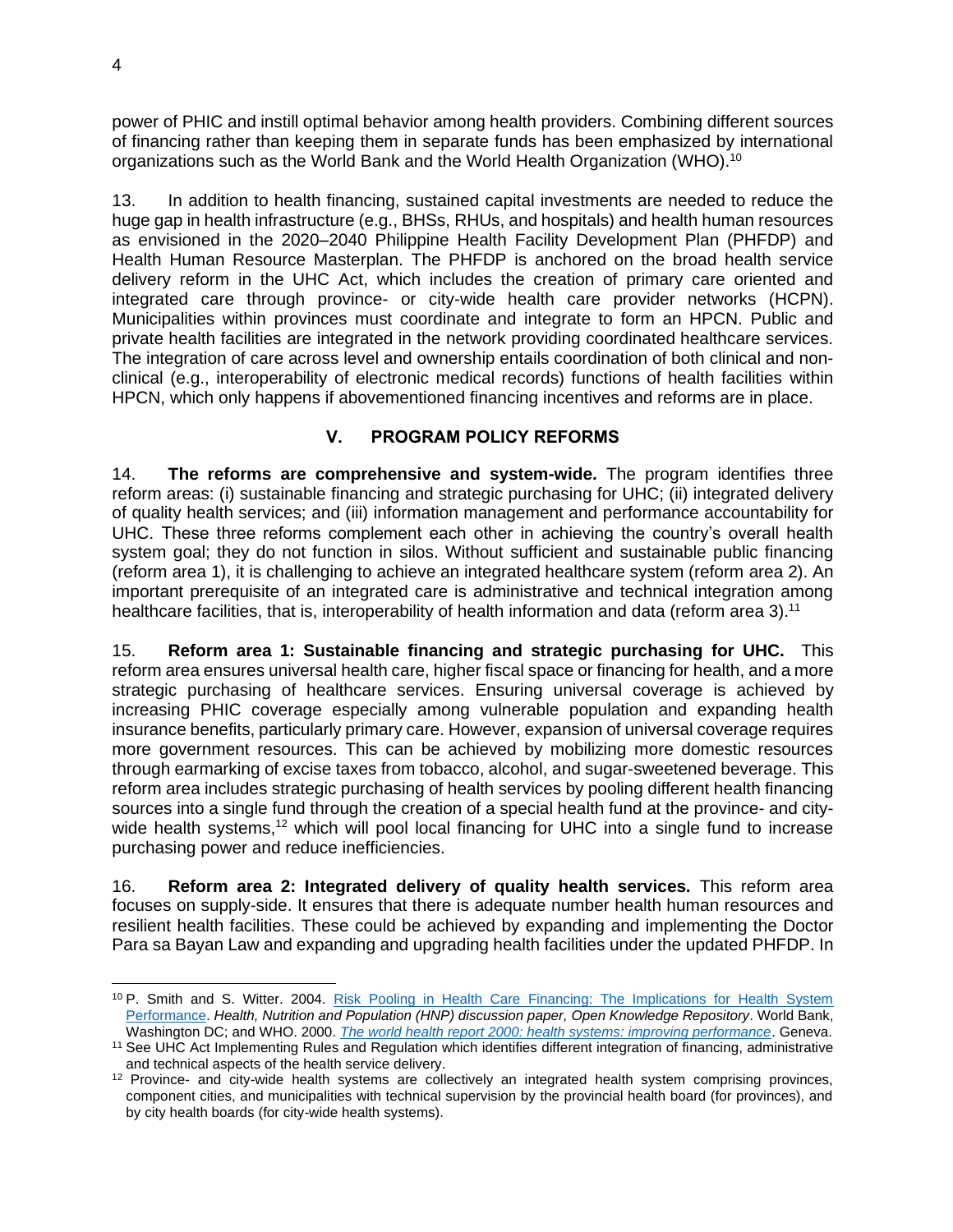power of PHIC and instill optimal behavior among health providers. Combining different sources of financing rather than keeping them in separate funds has been emphasized by international organizations such as the World Bank and the World Health Organization (WHO).[10]

13. In addition to health financing, sustained capital investments are needed to reduce the huge gap in health infrastructure (e.g., BHSs, RHUs, and hospitals) and health human resources as envisioned in the 2020–2040 Philippine Health Facility Development Plan (PHFDP) and Health Human Resource Masterplan. The PHFDP is anchored on the broad health service delivery reform in the UHC Act, which includes the creation of primary care oriented and integrated care through province- or city-wide health care provider networks (HCPN). Municipalities within provinces must coordinate and integrate to form an HPCN. Public and private health facilities are integrated in the network providing coordinated healthcare services. The integration of care across level and ownership entails coordination of both clinical and non-clinical (e.g., interoperability of electronic medical records) functions of health facilities within HPCN, which only happens if abovementioned financing incentives and reforms are in place.

## V. PROGRAM POLICY REFORMS

14. **The reforms are comprehensive and system-wide.** The program identifies three reform areas: (i) sustainable financing and strategic purchasing for UHC; (ii) integrated delivery of quality health services; and (iii) information management and performance accountability for UHC. These three reforms complement each other in achieving the country's overall health system goal; they do not function in silos. Without sufficient and sustainable public financing (reform area 1), it is challenging to achieve an integrated healthcare system (reform area 2). An important prerequisite of an integrated care is administrative and technical integration among healthcare facilities, that is, interoperability of health information and data (reform area 3).[11]

15. **Reform area 1: Sustainable financing and strategic purchasing for UHC.** This reform area ensures universal health care, higher fiscal space or financing for health, and a more strategic purchasing of healthcare services. Ensuring universal coverage is achieved by increasing PHIC coverage especially among vulnerable population and expanding health insurance benefits, particularly primary care. However, expansion of universal coverage requires more government resources. This can be achieved by mobilizing more domestic resources through earmarking of excise taxes from tobacco, alcohol, and sugar-sweetened beverage. This reform area includes strategic purchasing of health services by pooling different health financing sources into a single fund through the creation of a special health fund at the province- and city-wide health systems,[12] which will pool local financing for UHC into a single fund to increase purchasing power and reduce inefficiencies.

16. **Reform area 2: Integrated delivery of quality health services.** This reform area focuses on supply-side. It ensures that there is adequate number health human resources and resilient health facilities. These could be achieved by expanding and implementing the Doctor Para sa Bayan Law and expanding and upgrading health facilities under the updated PHFDP. In

---

[10] P. Smith and S. Witter. 2004. Risk Pooling in Health Care Financing: The Implications for Health System Performance. *Health, Nutrition and Population (HNP) discussion paper, Open Knowledge Repository*. World Bank, Washington DC; and WHO. 2000. *The world health report 2000: health systems: improving performance*. Geneva.

[11] See UHC Act Implementing Rules and Regulation which identifies different integration of financing, administrative and technical aspects of the health service delivery.

[12] Province- and city-wide health systems are collectively an integrated health system comprising provinces, component cities, and municipalities with technical supervision by the provincial health board (for provinces), and by city health boards (for city-wide health systems).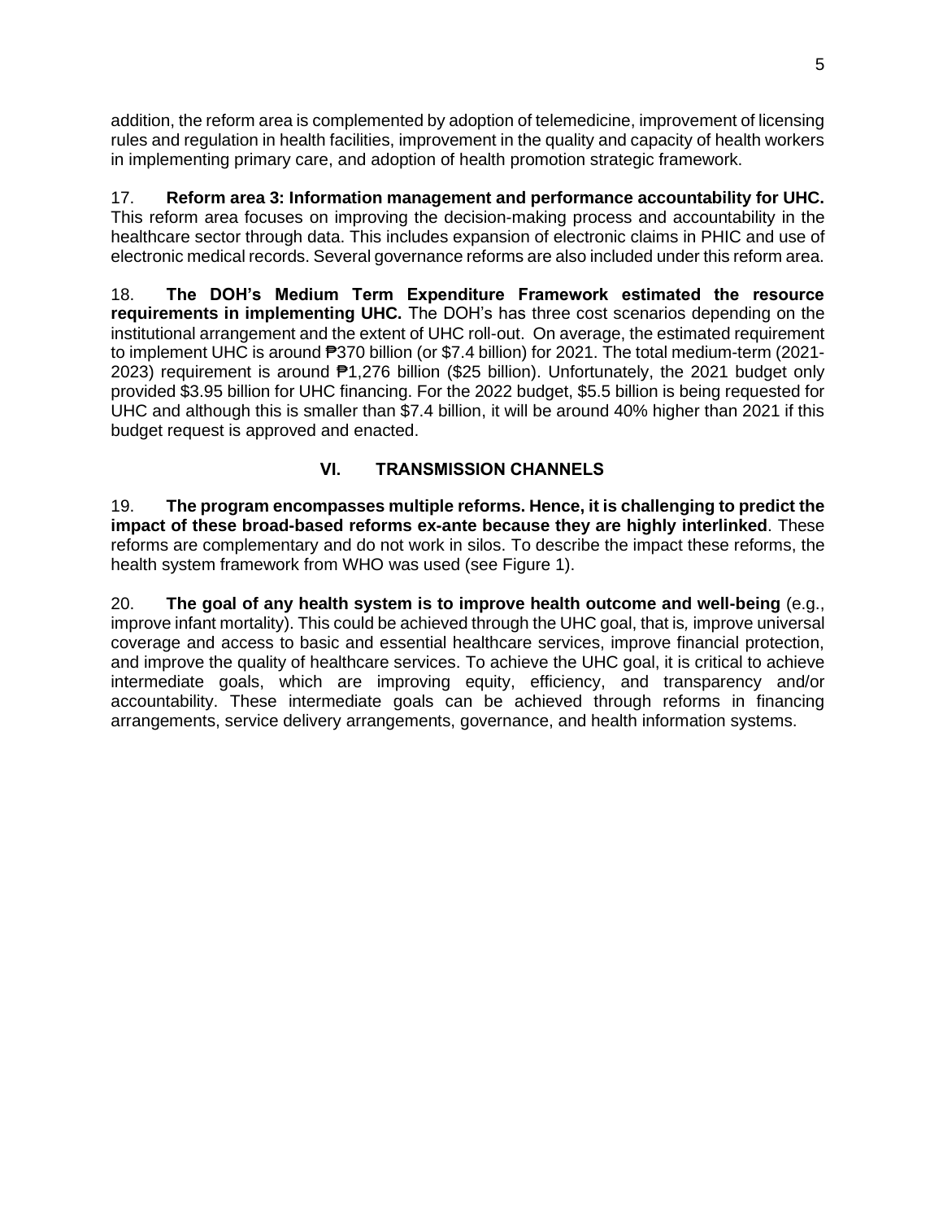addition, the reform area is complemented by adoption of telemedicine, improvement of licensing rules and regulation in health facilities, improvement in the quality and capacity of health workers in implementing primary care, and adoption of health promotion strategic framework.

17. **Reform area 3: Information management and performance accountability for UHC.** This reform area focuses on improving the decision-making process and accountability in the healthcare sector through data. This includes expansion of electronic claims in PHIC and use of electronic medical records. Several governance reforms are also included under this reform area.

18. **The DOH's Medium Term Expenditure Framework estimated the resource requirements in implementing UHC.** The DOH's has three cost scenarios depending on the institutional arrangement and the extent of UHC roll-out. On average, the estimated requirement to implement UHC is around ₱370 billion (or $7.4 billion) for 2021. The total medium-term (2021-2023) requirement is around ₱1,276 billion ($25 billion). Unfortunately, the 2021 budget only provided $3.95 billion for UHC financing. For the 2022 budget, $5.5 billion is being requested for UHC and although this is smaller than $7.4 billion, it will be around 40% higher than 2021 if this budget request is approved and enacted.

## VI. TRANSMISSION CHANNELS

19. **The program encompasses multiple reforms. Hence, it is challenging to predict the impact of these broad-based reforms ex-ante because they are highly interlinked**. These reforms are complementary and do not work in silos. To describe the impact these reforms, the health system framework from WHO was used (see Figure 1).

20. **The goal of any health system is to improve health outcome and well-being** (e.g., improve infant mortality). This could be achieved through the UHC goal, that is, improve universal coverage and access to basic and essential healthcare services, improve financial protection, and improve the quality of healthcare services. To achieve the UHC goal, it is critical to achieve intermediate goals, which are improving equity, efficiency, and transparency and/or accountability. These intermediate goals can be achieved through reforms in financing arrangements, service delivery arrangements, governance, and health information systems.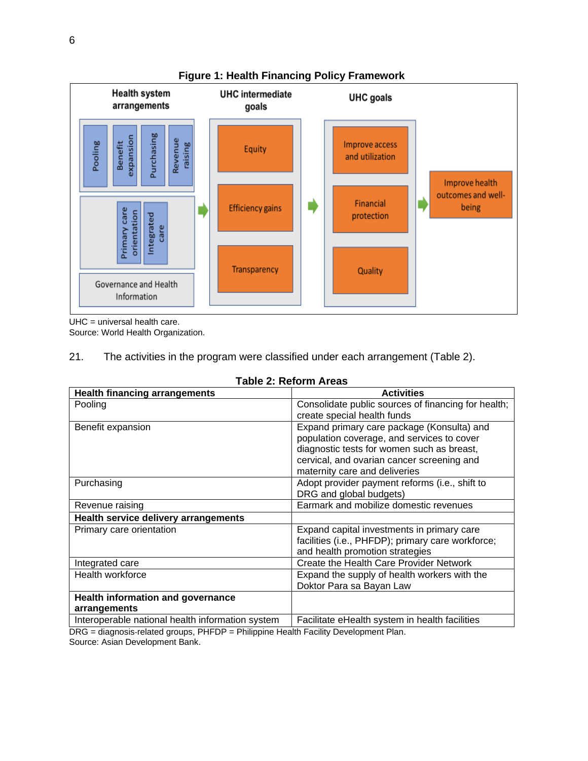**Figure 1: Health Financing Policy Framework**

UHC = universal health care.
Source: World Health Organization.

21. The activities in the program were classified under each arrangement (Table 2).

**Table 2: Reform Areas**

| **Health financing arrangements** | **Activities** |
|---|---|
| Pooling | Consolidate public sources of financing for health; create special health funds |
| Benefit expansion | Expand primary care package (Konsulta) and population coverage, and services to cover diagnostic tests for women such as breast, cervical, and ovarian cancer screening and maternity care and deliveries |
| Purchasing | Adopt provider payment reforms (i.e., shift to DRG and global budgets) |
| Revenue raising | Earmark and mobilize domestic revenues |
| **Health service delivery arrangements** | |
| Primary care orientation | Expand capital investments in primary care facilities (i.e., PHFDP); primary care workforce; and health promotion strategies |
| Integrated care | Create the Health Care Provider Network |
| Health workforce | Expand the supply of health workers with the Doktor Para sa Bayan Law |
| **Health information and governance arrangements** | |
| Interoperable national health information system | Facilitate eHealth system in health facilities |

DRG = diagnosis-related groups, PHFDP = Philippine Health Facility Development Plan.
Source: Asian Development Bank.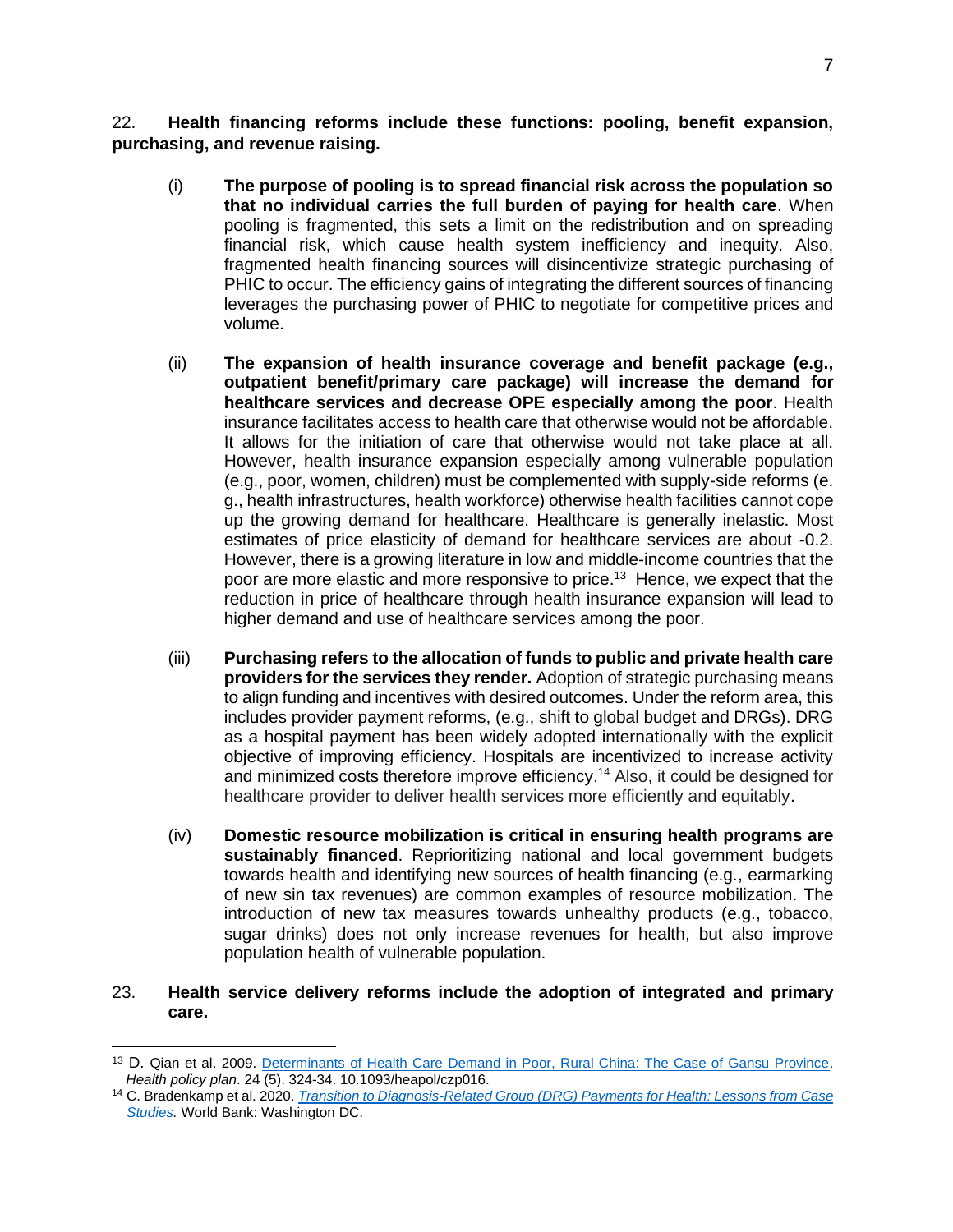22. **Health financing reforms include these functions: pooling, benefit expansion, purchasing, and revenue raising.**

(i) **The purpose of pooling is to spread financial risk across the population so that no individual carries the full burden of paying for health care**. When pooling is fragmented, this sets a limit on the redistribution and on spreading financial risk, which cause health system inefficiency and inequity. Also, fragmented health financing sources will disincentivize strategic purchasing of PHIC to occur. The efficiency gains of integrating the different sources of financing leverages the purchasing power of PHIC to negotiate for competitive prices and volume.

(ii) **The expansion of health insurance coverage and benefit package (e.g., outpatient benefit/primary care package) will increase the demand for healthcare services and decrease OPE especially among the poor**. Health insurance facilitates access to health care that otherwise would not be affordable. It allows for the initiation of care that otherwise would not take place at all. However, health insurance expansion especially among vulnerable population (e.g., poor, women, children) must be complemented with supply-side reforms (e. g., health infrastructures, health workforce) otherwise health facilities cannot cope up the growing demand for healthcare. Healthcare is generally inelastic. Most estimates of price elasticity of demand for healthcare services are about -0.2. However, there is a growing literature in low and middle-income countries that the poor are more elastic and more responsive to price.[13] Hence, we expect that the reduction in price of healthcare through health insurance expansion will lead to higher demand and use of healthcare services among the poor.

(iii) **Purchasing refers to the allocation of funds to public and private health care providers for the services they render.** Adoption of strategic purchasing means to align funding and incentives with desired outcomes. Under the reform area, this includes provider payment reforms, (e.g., shift to global budget and DRGs). DRG as a hospital payment has been widely adopted internationally with the explicit objective of improving efficiency. Hospitals are incentivized to increase activity and minimized costs therefore improve efficiency.[14] Also, it could be designed for healthcare provider to deliver health services more efficiently and equitably.

(iv) **Domestic resource mobilization is critical in ensuring health programs are sustainably financed**. Reprioritizing national and local government budgets towards health and identifying new sources of health financing (e.g., earmarking of new sin tax revenues) are common examples of resource mobilization. The introduction of new tax measures towards unhealthy products (e.g., tobacco, sugar drinks) does not only increase revenues for health, but also improve population health of vulnerable population.

23. **Health service delivery reforms include the adoption of integrated and primary care.**

---

[13] D. Qian et al. 2009. Determinants of Health Care Demand in Poor, Rural China: The Case of Gansu Province. *Health policy plan*. 24 (5). 324-34. 10.1093/heapol/czp016.

[14] C. Bradenkamp et al. 2020. *Transition to Diagnosis-Related Group (DRG) Payments for Health: Lessons from Case Studies.* World Bank: Washington DC.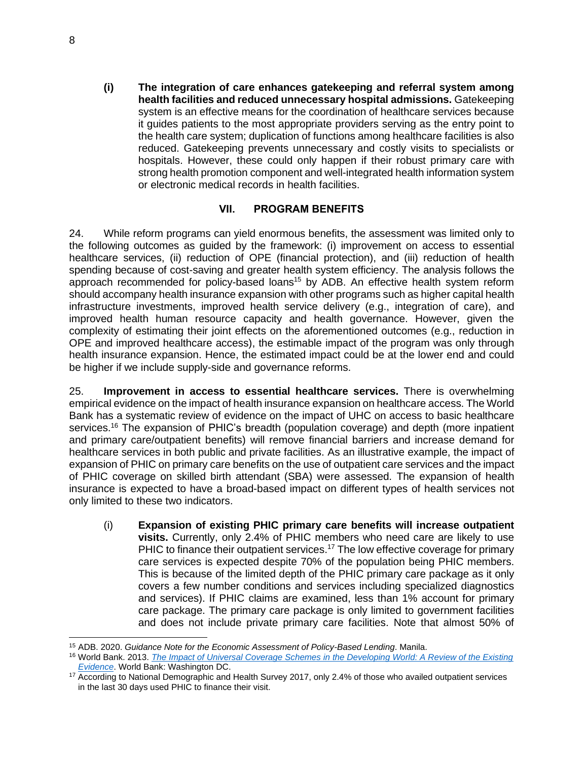**(i) The integration of care enhances gatekeeping and referral system among health facilities and reduced unnecessary hospital admissions.** Gatekeeping system is an effective means for the coordination of healthcare services because it guides patients to the most appropriate providers serving as the entry point to the health care system; duplication of functions among healthcare facilities is also reduced. Gatekeeping prevents unnecessary and costly visits to specialists or hospitals. However, these could only happen if their robust primary care with strong health promotion component and well-integrated health information system or electronic medical records in health facilities.

## VII. PROGRAM BENEFITS

24. While reform programs can yield enormous benefits, the assessment was limited only to the following outcomes as guided by the framework: (i) improvement on access to essential healthcare services, (ii) reduction of OPE (financial protection), and (iii) reduction of health spending because of cost-saving and greater health system efficiency. The analysis follows the approach recommended for policy-based loans[15] by ADB. An effective health system reform should accompany health insurance expansion with other programs such as higher capital health infrastructure investments, improved health service delivery (e.g., integration of care), and improved health human resource capacity and health governance. However, given the complexity of estimating their joint effects on the aforementioned outcomes (e.g., reduction in OPE and improved healthcare access), the estimable impact of the program was only through health insurance expansion. Hence, the estimated impact could be at the lower end and could be higher if we include supply-side and governance reforms.

25. **Improvement in access to essential healthcare services.** There is overwhelming empirical evidence on the impact of health insurance expansion on healthcare access. The World Bank has a systematic review of evidence on the impact of UHC on access to basic healthcare services.[16] The expansion of PHIC's breadth (population coverage) and depth (more inpatient and primary care/outpatient benefits) will remove financial barriers and increase demand for healthcare services in both public and private facilities. As an illustrative example, the impact of expansion of PHIC on primary care benefits on the use of outpatient care services and the impact of PHIC coverage on skilled birth attendant (SBA) were assessed. The expansion of health insurance is expected to have a broad-based impact on different types of health services not only limited to these two indicators.

(i) **Expansion of existing PHIC primary care benefits will increase outpatient visits.** Currently, only 2.4% of PHIC members who need care are likely to use PHIC to finance their outpatient services.[17] The low effective coverage for primary care services is expected despite 70% of the population being PHIC members. This is because of the limited depth of the PHIC primary care package as it only covers a few number conditions and services including specialized diagnostics and services). If PHIC claims are examined, less than 1% account for primary care package. The primary care package is only limited to government facilities and does not include private primary care facilities. Note that almost 50% of

---

[15] ADB. 2020. *Guidance Note for the Economic Assessment of Policy-Based Lending*. Manila.

[16] World Bank. 2013. *The Impact of Universal Coverage Schemes in the Developing World: A Review of the Existing Evidence*. World Bank: Washington DC.

[17] According to National Demographic and Health Survey 2017, only 2.4% of those who availed outpatient services in the last 30 days used PHIC to finance their visit.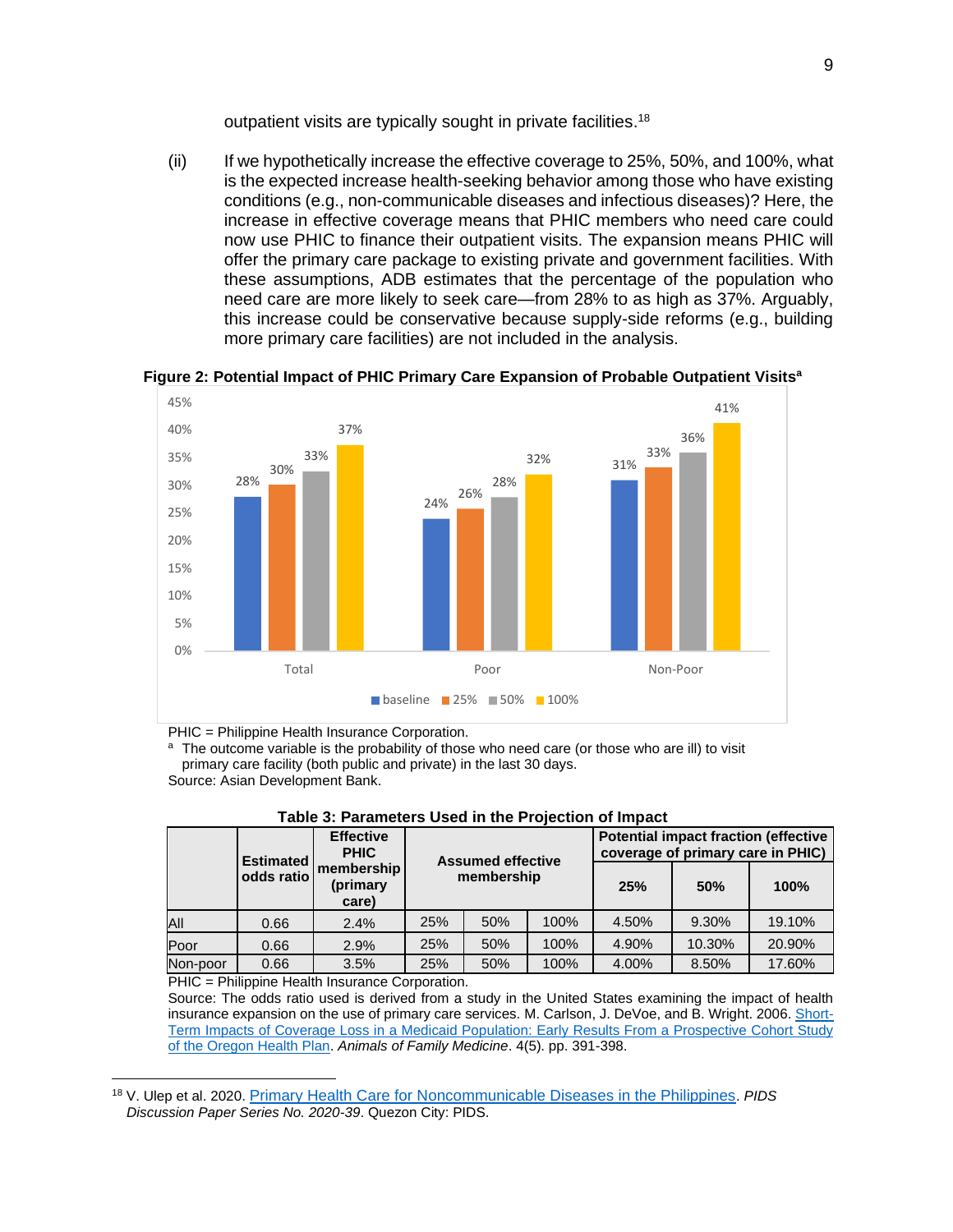outpatient visits are typically sought in private facilities.[18]

(ii) If we hypothetically increase the effective coverage to 25%, 50%, and 100%, what is the expected increase health-seeking behavior among those who have existing conditions (e.g., non-communicable diseases and infectious diseases)? Here, the increase in effective coverage means that PHIC members who need care could now use PHIC to finance their outpatient visits. The expansion means PHIC will offer the primary care package to existing private and government facilities. With these assumptions, ADB estimates that the percentage of the population who need care are more likely to seek care—from 28% to as high as 37%. Arguably, this increase could be conservative because supply-side reforms (e.g., building more primary care facilities) are not included in the analysis.

**Figure 2: Potential Impact of PHIC Primary Care Expansion of Probable Outpatient Visits[a]**

| | baseline | 25% | 50% | 100% |
|---|---|---|---|---|
| Total | 28% | 30% | 33% | 37% |
| Poor | 24% | 26% | 28% | 32% |
| Non-Poor | 31% | 33% | 36% | 41% |

PHIC = Philippine Health Insurance Corporation.
[a] The outcome variable is the probability of those who need care (or those who are ill) to visit primary care facility (both public and private) in the last 30 days.
Source: Asian Development Bank.

**Table 3: Parameters Used in the Projection of Impact**

| | Estimated odds ratio | Effective PHIC membership (primary care) | Assumed effective membership | | | Potential impact fraction (effective coverage of primary care in PHIC) | | |
|---|---|---|---|---|---|---|---|---|
| | | | | | | 25% | 50% | 100% |
| All | 0.66 | 2.4% | 25% | 50% | 100% | 4.50% | 9.30% | 19.10% |
| Poor | 0.66 | 2.9% | 25% | 50% | 100% | 4.90% | 10.30% | 20.90% |
| Non-poor | 0.66 | 3.5% | 25% | 50% | 100% | 4.00% | 8.50% | 17.60% |

PHIC = Philippine Health Insurance Corporation.
Source: The odds ratio used is derived from a study in the United States examining the impact of health insurance expansion on the use of primary care services. M. Carlson, J. DeVoe, and B. Wright. 2006. Short-Term Impacts of Coverage Loss in a Medicaid Population: Early Results From a Prospective Cohort Study of the Oregon Health Plan. *Animals of Family Medicine*. 4(5). pp. 391-398.

[18] V. Ulep et al. 2020. Primary Health Care for Noncommunicable Diseases in the Philippines. *PIDS Discussion Paper Series No. 2020-39*. Quezon City: PIDS.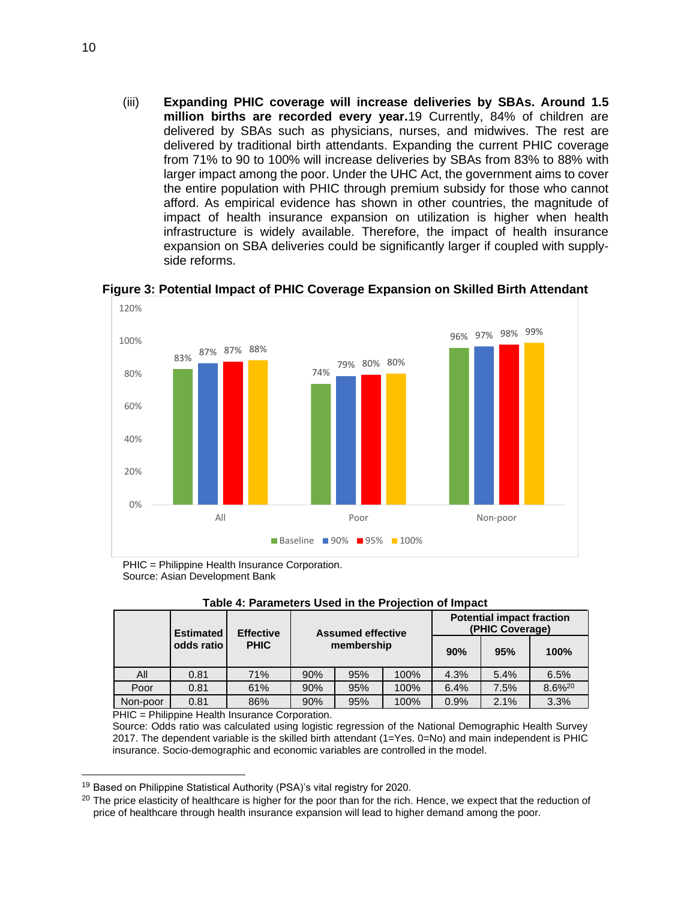(iii) **Expanding PHIC coverage will increase deliveries by SBAs. Around 1.5 million births are recorded every year.**[19] Currently, 84% of children are delivered by SBAs such as physicians, nurses, and midwives. The rest are delivered by traditional birth attendants. Expanding the current PHIC coverage from 71% to 90 to 100% will increase deliveries by SBAs from 83% to 88% with larger impact among the poor. Under the UHC Act, the government aims to cover the entire population with PHIC through premium subsidy for those who cannot afford. As empirical evidence has shown in other countries, the magnitude of impact of health insurance expansion on utilization is higher when health infrastructure is widely available. Therefore, the impact of health insurance expansion on SBA deliveries could be significantly larger if coupled with supply-side reforms.

**Figure 3: Potential Impact of PHIC Coverage Expansion on Skilled Birth Attendant**

| | Baseline | 90% | 95% | 100% |
|---|---|---|---|---|
| All | 83% | 87% | 87% | 88% |
| Poor | 74% | 79% | 80% | 80% |
| Non-poor | 96% | 97% | 98% | 99% |

PHIC = Philippine Health Insurance Corporation.
Source: Asian Development Bank

**Table 4: Parameters Used in the Projection of Impact**

| | Estimated odds ratio | Effective PHIC | Assumed effective membership | | | Potential impact fraction (PHIC Coverage) | | |
|---|---|---|---|---|---|---|---|---|
| | | | | | | 90% | 95% | 100% |
| All | 0.81 | 71% | 90% | 95% | 100% | 4.3% | 5.4% | 6.5% |
| Poor | 0.81 | 61% | 90% | 95% | 100% | 6.4% | 7.5% | 8.6%[20] |
| Non-poor | 0.81 | 86% | 90% | 95% | 100% | 0.9% | 2.1% | 3.3% |

PHIC = Philippine Health Insurance Corporation.
Source: Odds ratio was calculated using logistic regression of the National Demographic Health Survey 2017. The dependent variable is the skilled birth attendant (1=Yes. 0=No) and main independent is PHIC insurance. Socio-demographic and economic variables are controlled in the model.

---

[19] Based on Philippine Statistical Authority (PSA)'s vital registry for 2020.

[20] The price elasticity of healthcare is higher for the poor than for the rich. Hence, we expect that the reduction of price of healthcare through health insurance expansion will lead to higher demand among the poor.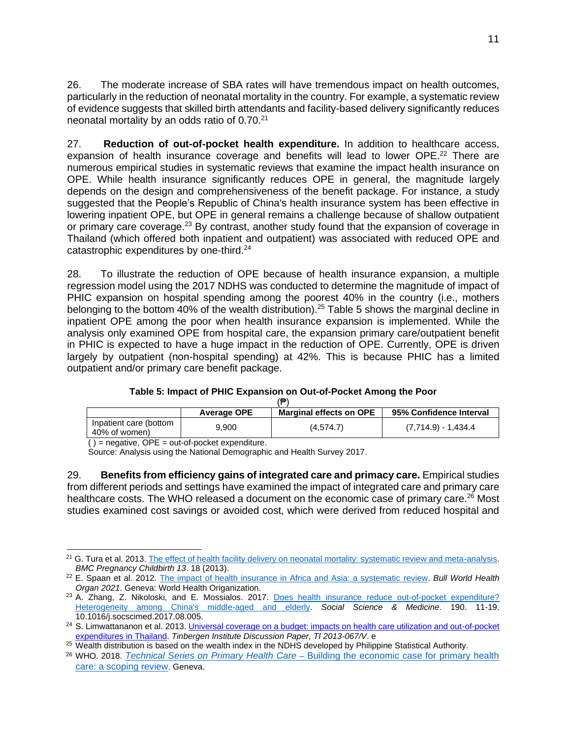26. The moderate increase of SBA rates will have tremendous impact on health outcomes, particularly in the reduction of neonatal mortality in the country. For example, a systematic review of evidence suggests that skilled birth attendants and facility-based delivery significantly reduces neonatal mortality by an odds ratio of 0.70.[21]

27. **Reduction of out-of-pocket health expenditure.** In addition to healthcare access, expansion of health insurance coverage and benefits will lead to lower OPE.[22] There are numerous empirical studies in systematic reviews that examine the impact health insurance on OPE. While health insurance significantly reduces OPE in general, the magnitude largely depends on the design and comprehensiveness of the benefit package. For instance, a study suggested that the People's Republic of China's health insurance system has been effective in lowering inpatient OPE, but OPE in general remains a challenge because of shallow outpatient or primary care coverage.[23] By contrast, another study found that the expansion of coverage in Thailand (which offered both inpatient and outpatient) was associated with reduced OPE and catastrophic expenditures by one-third.[24]

28. To illustrate the reduction of OPE because of health insurance expansion, a multiple regression model using the 2017 NDHS was conducted to determine the magnitude of impact of PHIC expansion on hospital spending among the poorest 40% in the country (i.e., mothers belonging to the bottom 40% of the wealth distribution).[25] Table 5 shows the marginal decline in inpatient OPE among the poor when health insurance expansion is implemented. While the analysis only examined OPE from hospital care, the expansion primary care/outpatient benefit in PHIC is expected to have a huge impact in the reduction of OPE. Currently, OPE is driven largely by outpatient (non-hospital spending) at 42%. This is because PHIC has a limited outpatient and/or primary care benefit package.

**Table 5: Impact of PHIC Expansion on Out-of-Pocket Among the Poor**
**(₱)**

| | Average OPE | Marginal effects on OPE | 95% Confidence Interval |
|---|---|---|---|
| Inpatient care (bottom 40% of women) | 9,900 | (4,574.7) | (7,714.9) - 1,434.4 |

( ) = negative, OPE = out-of-pocket expenditure.
Source: Analysis using the National Demographic and Health Survey 2017.

29. **Benefits from efficiency gains of integrated care and primacy care.** Empirical studies from different periods and settings have examined the impact of integrated care and primary care healthcare costs. The WHO released a document on the economic case of primary care.[26] Most studies examined cost savings or avoided cost, which were derived from reduced hospital and

---

[21] G. Tura et al. 2013. The effect of health facility delivery on neonatal mortality: systematic review and meta-analysis. *BMC Pregnancy Childbirth 13*. 18 (2013).

[22] E. Spaan et al. 2012. The impact of health insurance in Africa and Asia: a systematic review. *Bull World Health Organ 2021*. Geneva: World Health Origanization.

[23] A. Zhang, Z. Nikoloski, and E. Mossialos. 2017. Does health insurance reduce out-of-pocket expenditure? Heterogeneity among China's middle-aged and elderly. *Social Science & Medicine*. 190. 11-19. 10.1016/j.socscimed.2017.08.005.

[24] S. Limwattananon et al. 2013. Universal coverage on a budget: impacts on health care utilization and out-of-pocket expenditures in Thailand. *Tinbergen Institute Discussion Paper, TI 2013-067/V*. e

[25] Wealth distribution is based on the wealth index in the NDHS developed by Philippine Statistical Authority.

[26] WHO. 2018. *Technical Series on Primary Health Care* – Building the economic case for primary health care: a scoping review. Geneva.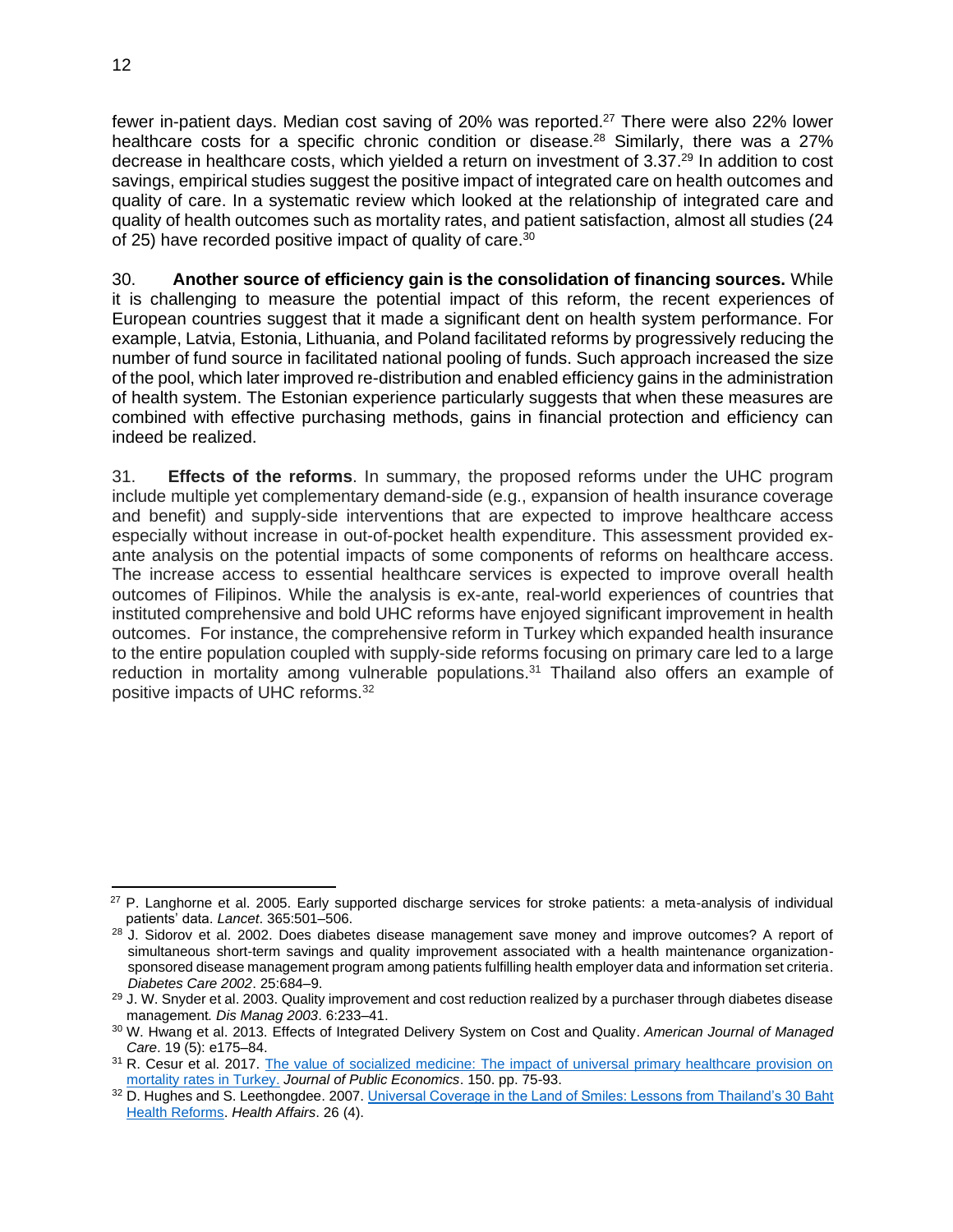fewer in-patient days. Median cost saving of 20% was reported.[27] There were also 22% lower healthcare costs for a specific chronic condition or disease.[28] Similarly, there was a 27% decrease in healthcare costs, which yielded a return on investment of 3.37.[29] In addition to cost savings, empirical studies suggest the positive impact of integrated care on health outcomes and quality of care. In a systematic review which looked at the relationship of integrated care and quality of health outcomes such as mortality rates, and patient satisfaction, almost all studies (24 of 25) have recorded positive impact of quality of care.[30]

30. **Another source of efficiency gain is the consolidation of financing sources.** While it is challenging to measure the potential impact of this reform, the recent experiences of European countries suggest that it made a significant dent on health system performance. For example, Latvia, Estonia, Lithuania, and Poland facilitated reforms by progressively reducing the number of fund source in facilitated national pooling of funds. Such approach increased the size of the pool, which later improved re-distribution and enabled efficiency gains in the administration of health system. The Estonian experience particularly suggests that when these measures are combined with effective purchasing methods, gains in financial protection and efficiency can indeed be realized.

31. **Effects of the reforms**. In summary, the proposed reforms under the UHC program include multiple yet complementary demand-side (e.g., expansion of health insurance coverage and benefit) and supply-side interventions that are expected to improve healthcare access especially without increase in out-of-pocket health expenditure. This assessment provided ex-ante analysis on the potential impacts of some components of reforms on healthcare access. The increase access to essential healthcare services is expected to improve overall health outcomes of Filipinos. While the analysis is ex-ante, real-world experiences of countries that instituted comprehensive and bold UHC reforms have enjoyed significant improvement in health outcomes. For instance, the comprehensive reform in Turkey which expanded health insurance to the entire population coupled with supply-side reforms focusing on primary care led to a large reduction in mortality among vulnerable populations.[31] Thailand also offers an example of positive impacts of UHC reforms.[32]

---

[27] P. Langhorne et al. 2005. Early supported discharge services for stroke patients: a meta-analysis of individual patients' data. *Lancet*. 365:501–506.

[28] J. Sidorov et al. 2002. Does diabetes disease management save money and improve outcomes? A report of simultaneous short-term savings and quality improvement associated with a health maintenance organization-sponsored disease management program among patients fulfilling health employer data and information set criteria. *Diabetes Care 2002*. 25:684–9.

[29] J. W. Snyder et al. 2003. Quality improvement and cost reduction realized by a purchaser through diabetes disease management. *Dis Manag 2003*. 6:233–41.

[30] W. Hwang et al. 2013. Effects of Integrated Delivery System on Cost and Quality. *American Journal of Managed Care*. 19 (5): e175–84.

[31] R. Cesur et al. 2017. The value of socialized medicine: The impact of universal primary healthcare provision on mortality rates in Turkey. *Journal of Public Economics*. 150. pp. 75-93.

[32] D. Hughes and S. Leethongdee. 2007. Universal Coverage in the Land of Smiles: Lessons from Thailand's 30 Baht Health Reforms. *Health Affairs*. 26 (4).